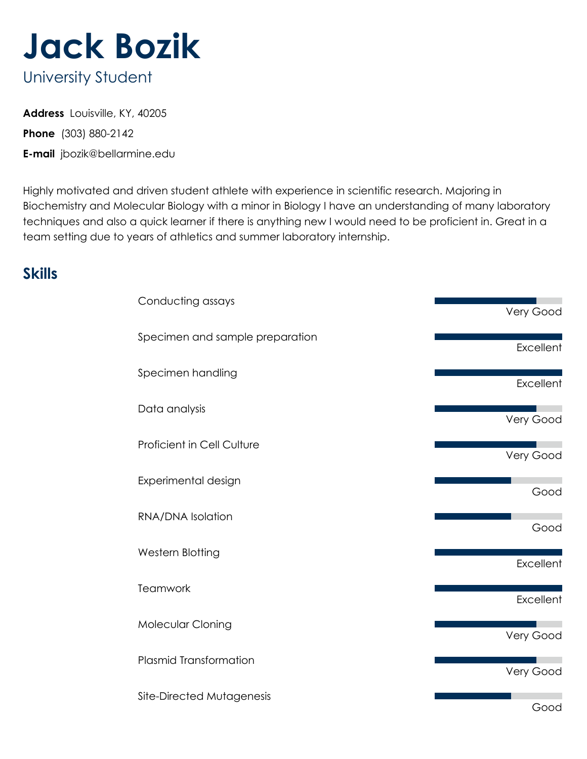# Jack Bozik

University Student

**Address** Louisville, KY, 40205

**Phone** (303) 880-2142

**E-mail** jbozik@bellarmine.edu

Highly motivated and driven student athlete with experience in scientific research. Majoring in Biochemistry and Molecular Biology with a minor in Biology I have an understanding of many laboratory techniques and also a quick learner if there is anything new I would need to be proficient in. Great in a team setting due to years of athletics and summer laboratory internship.

## Skills

| Skill | Level |
|---|---|
| Conducting assays | Very Good |
| Specimen and sample preparation | Excellent |
| Specimen handling | Excellent |
| Data analysis | Very Good |
| Proficient in Cell Culture | Very Good |
| Experimental design | Good |
| RNA/DNA Isolation | Good |
| Western Blotting | Excellent |
| Teamwork | Excellent |
| Molecular Cloning | Very Good |
| Plasmid Transformation | Very Good |
| Site-Directed Mutagenesis | Good |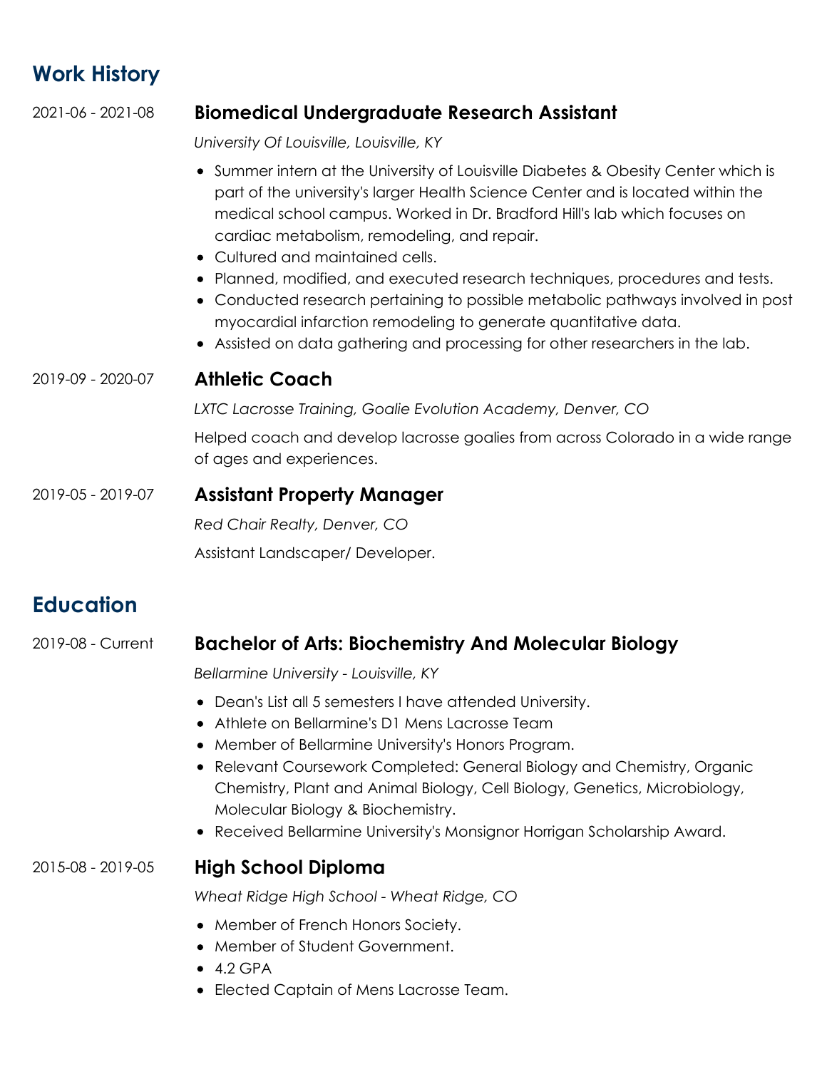## Work History

2021-06 - 2021-08

### Biomedical Undergraduate Research Assistant

*University Of Louisville, Louisville, KY*

- Summer intern at the University of Louisville Diabetes & Obesity Center which is part of the university's larger Health Science Center and is located within the medical school campus. Worked in Dr. Bradford Hill's lab which focuses on cardiac metabolism, remodeling, and repair.
- Cultured and maintained cells.
- Planned, modified, and executed research techniques, procedures and tests.
- Conducted research pertaining to possible metabolic pathways involved in post myocardial infarction remodeling to generate quantitative data.
- Assisted on data gathering and processing for other researchers in the lab.

2019-09 - 2020-07

### Athletic Coach

*LXTC Lacrosse Training, Goalie Evolution Academy, Denver, CO*

Helped coach and develop lacrosse goalies from across Colorado in a wide range of ages and experiences.

2019-05 - 2019-07

### Assistant Property Manager

*Red Chair Realty, Denver, CO*

Assistant Landscaper/ Developer.

## Education

2019-08 - Current

### Bachelor of Arts: Biochemistry And Molecular Biology

*Bellarmine University - Louisville, KY*

- Dean's List all 5 semesters I have attended University.
- Athlete on Bellarmine's D1 Mens Lacrosse Team
- Member of Bellarmine University's Honors Program.
- Relevant Coursework Completed: General Biology and Chemistry, Organic Chemistry, Plant and Animal Biology, Cell Biology, Genetics, Microbiology, Molecular Biology & Biochemistry.
- Received Bellarmine University's Monsignor Horrigan Scholarship Award.

2015-08 - 2019-05

### High School Diploma

*Wheat Ridge High School - Wheat Ridge, CO*

- Member of French Honors Society.
- Member of Student Government.
- 4.2 GPA
- Elected Captain of Mens Lacrosse Team.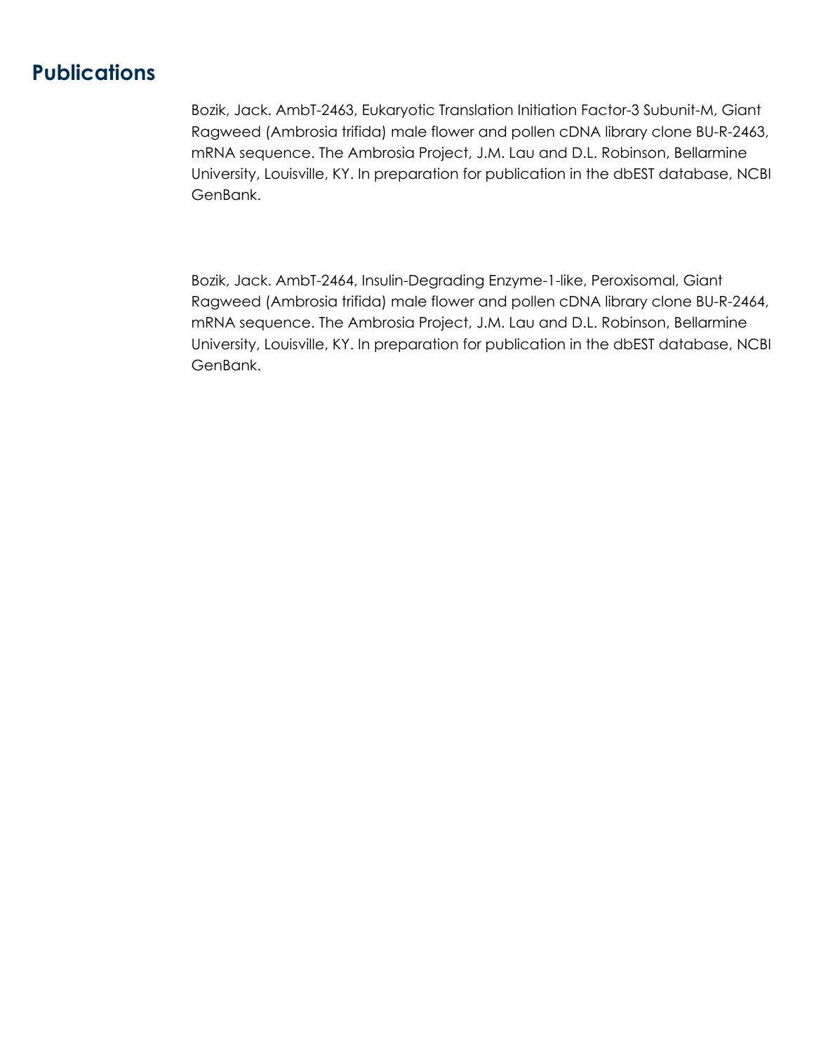## Publications

Bozik, Jack. AmbT-2463, Eukaryotic Translation Initiation Factor-3 Subunit-M, Giant Ragweed (Ambrosia trifida) male flower and pollen cDNA library clone BU-R-2463, mRNA sequence. The Ambrosia Project, J.M. Lau and D.L. Robinson, Bellarmine University, Louisville, KY. In preparation for publication in the dbEST database, NCBI GenBank.

Bozik, Jack. AmbT-2464, Insulin-Degrading Enzyme-1-like, Peroxisomal, Giant Ragweed (Ambrosia trifida) male flower and pollen cDNA library clone BU-R-2464, mRNA sequence. The Ambrosia Project, J.M. Lau and D.L. Robinson, Bellarmine University, Louisville, KY. In preparation for publication in the dbEST database, NCBI GenBank.